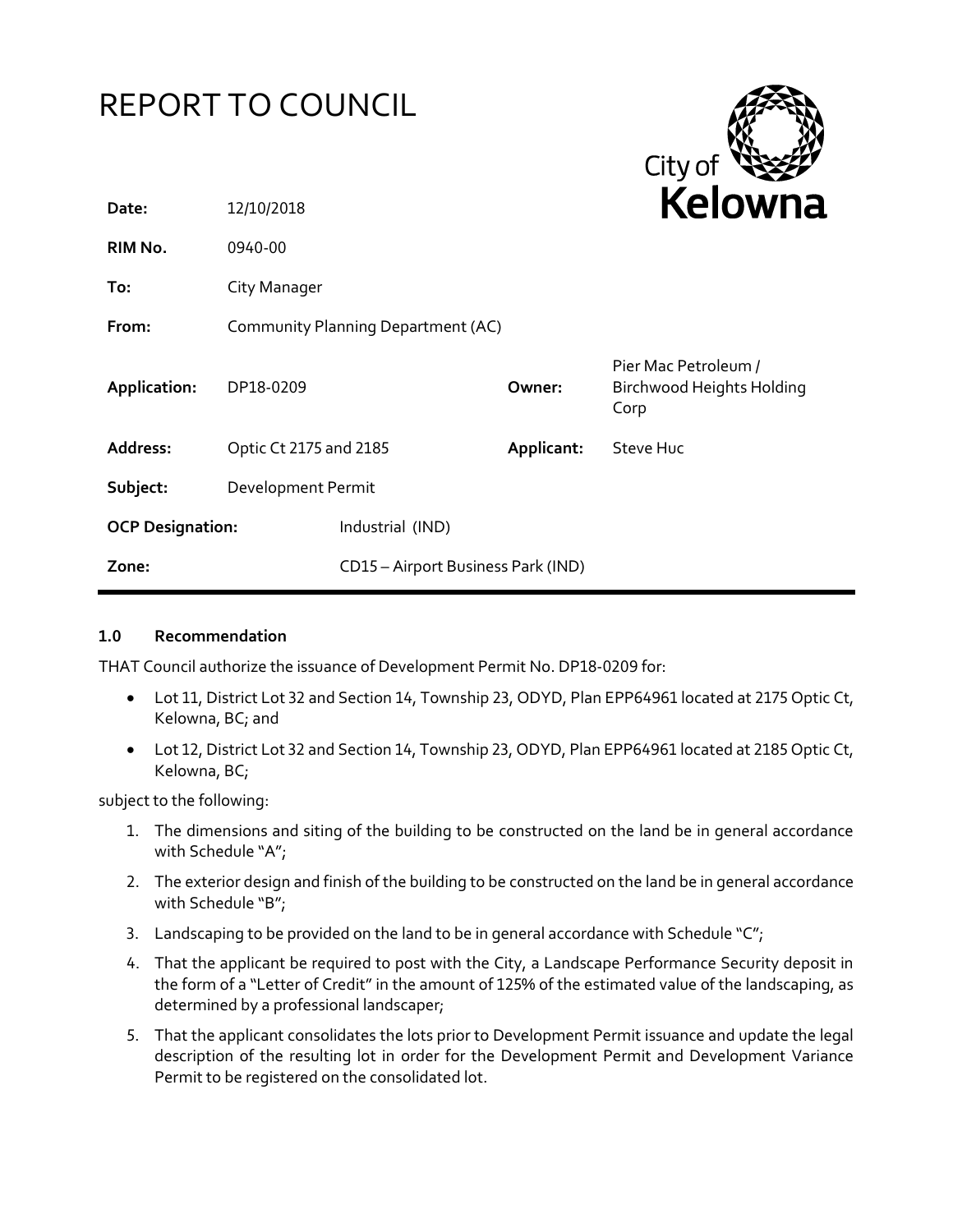# REPORT TO COUNCIL

City of **Kelowna**

| | | | |
|---|---|---|---|
| **Date:** | 12/10/2018 | | |
| **RIM No.** | 0940-00 | | |
| **To:** | City Manager | | |
| **From:** | Community Planning Department (AC) | | |
| **Application:** | DP18-0209 | **Owner:** | Pier Mac Petroleum / Birchwood Heights Holding Corp |
| **Address:** | Optic Ct 2175 and 2185 | **Applicant:** | Steve Huc |
| **Subject:** | Development Permit | | |
| **OCP Designation:** | Industrial (IND) | | |
| **Zone:** | CD15 – Airport Business Park (IND) | | |

## 1.0 Recommendation

THAT Council authorize the issuance of Development Permit No. DP18-0209 for:

- Lot 11, District Lot 32 and Section 14, Township 23, ODYD, Plan EPP64961 located at 2175 Optic Ct, Kelowna, BC; and
- Lot 12, District Lot 32 and Section 14, Township 23, ODYD, Plan EPP64961 located at 2185 Optic Ct, Kelowna, BC;

subject to the following:

1. The dimensions and siting of the building to be constructed on the land be in general accordance with Schedule "A";
2. The exterior design and finish of the building to be constructed on the land be in general accordance with Schedule "B";
3. Landscaping to be provided on the land to be in general accordance with Schedule "C";
4. That the applicant be required to post with the City, a Landscape Performance Security deposit in the form of a "Letter of Credit" in the amount of 125% of the estimated value of the landscaping, as determined by a professional landscaper;
5. That the applicant consolidates the lots prior to Development Permit issuance and update the legal description of the resulting lot in order for the Development Permit and Development Variance Permit to be registered on the consolidated lot.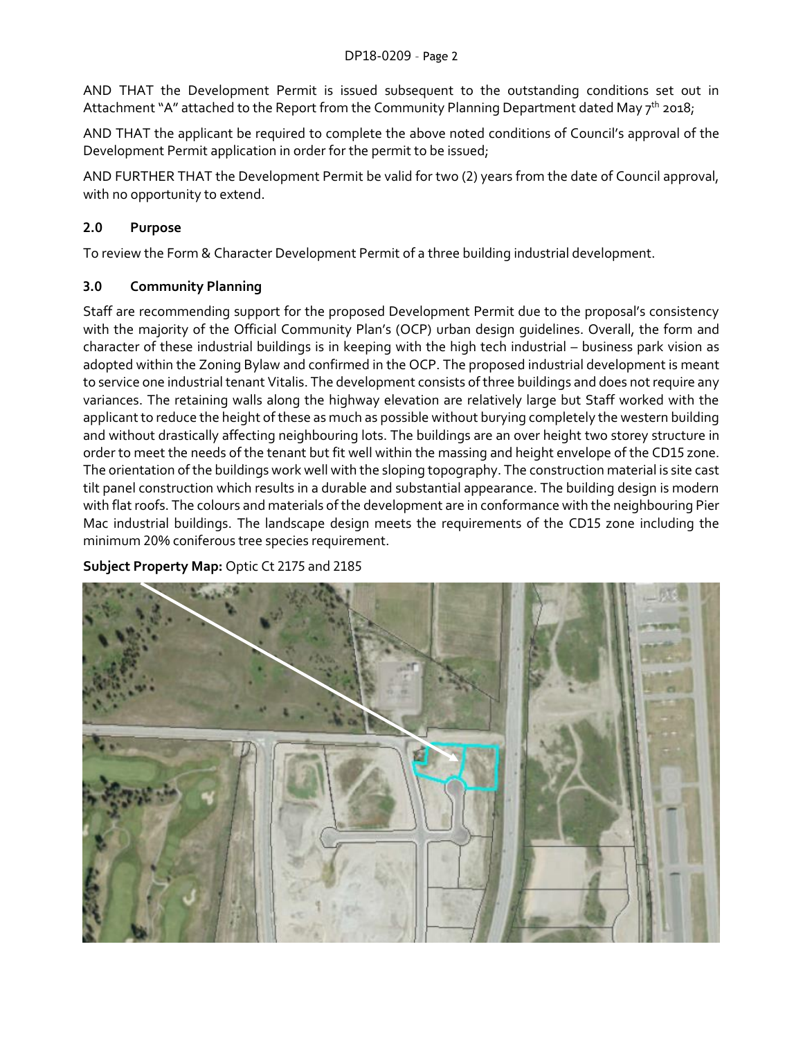AND THAT the Development Permit is issued subsequent to the outstanding conditions set out in Attachment "A" attached to the Report from the Community Planning Department dated May 7th 2018;

AND THAT the applicant be required to complete the above noted conditions of Council's approval of the Development Permit application in order for the permit to be issued;

AND FURTHER THAT the Development Permit be valid for two (2) years from the date of Council approval, with no opportunity to extend.

## 2.0 Purpose

To review the Form & Character Development Permit of a three building industrial development.

## 3.0 Community Planning

Staff are recommending support for the proposed Development Permit due to the proposal's consistency with the majority of the Official Community Plan's (OCP) urban design guidelines. Overall, the form and character of these industrial buildings is in keeping with the high tech industrial – business park vision as adopted within the Zoning Bylaw and confirmed in the OCP. The proposed industrial development is meant to service one industrial tenant Vitalis. The development consists of three buildings and does not require any variances. The retaining walls along the highway elevation are relatively large but Staff worked with the applicant to reduce the height of these as much as possible without burying completely the western building and without drastically affecting neighbouring lots. The buildings are an over height two storey structure in order to meet the needs of the tenant but fit well within the massing and height envelope of the CD15 zone. The orientation of the buildings work well with the sloping topography. The construction material is site cast tilt panel construction which results in a durable and substantial appearance. The building design is modern with flat roofs. The colours and materials of the development are in conformance with the neighbouring Pier Mac industrial buildings. The landscape design meets the requirements of the CD15 zone including the minimum 20% coniferous tree species requirement.

**Subject Property Map:** Optic Ct 2175 and 2185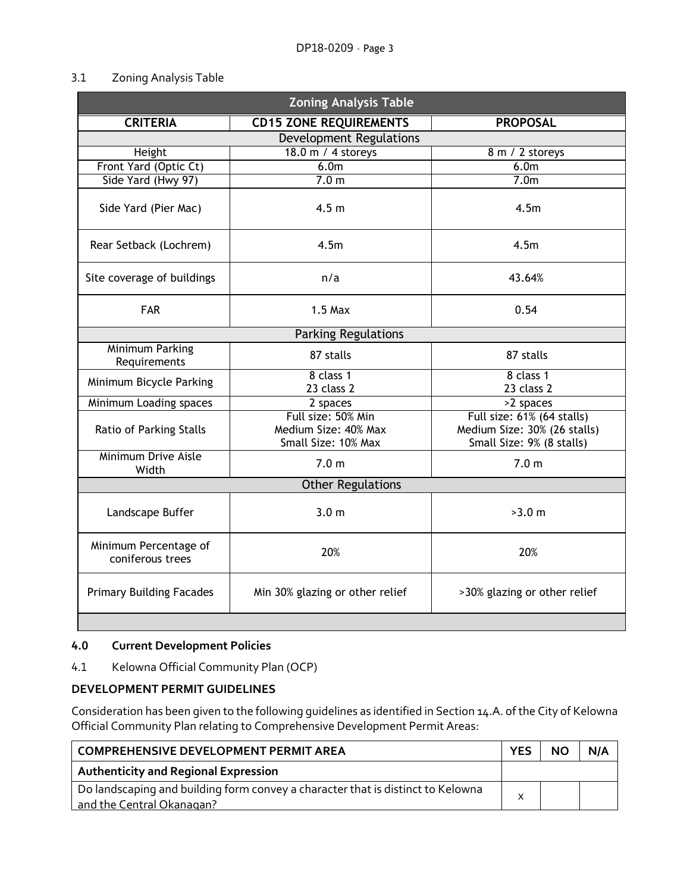3.1 Zoning Analysis Table

| Zoning Analysis Table | | |
|---|---|---|
| **CRITERIA** | **CD15 ZONE REQUIREMENTS** | **PROPOSAL** |
| Development Regulations | | |
| Height | 18.0 m / 4 storeys | 8 m / 2 storeys |
| Front Yard (Optic Ct) | 6.0m | 6.0m |
| Side Yard (Hwy 97) | 7.0 m | 7.0m |
| Side Yard (Pier Mac) | 4.5 m | 4.5m |
| Rear Setback (Lochrem) | 4.5m | 4.5m |
| Site coverage of buildings | n/a | 43.64% |
| FAR | 1.5 Max | 0.54 |
| Parking Regulations | | |
| Minimum Parking Requirements | 87 stalls | 87 stalls |
| Minimum Bicycle Parking | 8 class 1<br>23 class 2 | 8 class 1<br>23 class 2 |
| Minimum Loading spaces | 2 spaces | >2 spaces |
| Ratio of Parking Stalls | Full size: 50% Min<br>Medium Size: 40% Max<br>Small Size: 10% Max | Full size: 61% (64 stalls)<br>Medium Size: 30% (26 stalls)<br>Small Size: 9% (8 stalls) |
| Minimum Drive Aisle Width | 7.0 m | 7.0 m |
| Other Regulations | | |
| Landscape Buffer | 3.0 m | >3.0 m |
| Minimum Percentage of coniferous trees | 20% | 20% |
| Primary Building Facades | Min 30% glazing or other relief | >30% glazing or other relief |

## 4.0 Current Development Policies

4.1 Kelowna Official Community Plan (OCP)

**DEVELOPMENT PERMIT GUIDELINES**

Consideration has been given to the following guidelines as identified in Section 14.A. of the City of Kelowna Official Community Plan relating to Comprehensive Development Permit Areas:

| COMPREHENSIVE DEVELOPMENT PERMIT AREA | YES | NO | N/A |
|---|---|---|---|
| **Authenticity and Regional Expression** | | | |
| Do landscaping and building form convey a character that is distinct to Kelowna and the Central Okanagan? | x | | |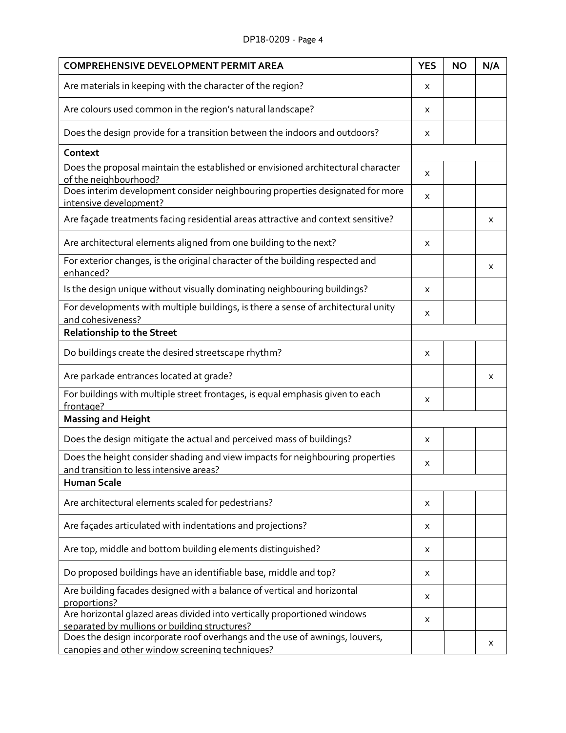| COMPREHENSIVE DEVELOPMENT PERMIT AREA | YES | NO | N/A |
|---|---|---|---|
| Are materials in keeping with the character of the region? | x | | |
| Are colours used common in the region's natural landscape? | x | | |
| Does the design provide for a transition between the indoors and outdoors? | x | | |
| **Context** | | | |
| Does the proposal maintain the established or envisioned architectural character of the neighbourhood? | x | | |
| Does interim development consider neighbouring properties designated for more intensive development? | x | | |
| Are façade treatments facing residential areas attractive and context sensitive? | | | x |
| Are architectural elements aligned from one building to the next? | x | | |
| For exterior changes, is the original character of the building respected and enhanced? | | | x |
| Is the design unique without visually dominating neighbouring buildings? | x | | |
| For developments with multiple buildings, is there a sense of architectural unity and cohesiveness? | x | | |
| **Relationship to the Street** | | | |
| Do buildings create the desired streetscape rhythm? | x | | |
| Are parkade entrances located at grade? | | | x |
| For buildings with multiple street frontages, is equal emphasis given to each frontage? | x | | |
| **Massing and Height** | | | |
| Does the design mitigate the actual and perceived mass of buildings? | x | | |
| Does the height consider shading and view impacts for neighbouring properties and transition to less intensive areas? | x | | |
| **Human Scale** | | | |
| Are architectural elements scaled for pedestrians? | x | | |
| Are façades articulated with indentations and projections? | x | | |
| Are top, middle and bottom building elements distinguished? | x | | |
| Do proposed buildings have an identifiable base, middle and top? | x | | |
| Are building facades designed with a balance of vertical and horizontal proportions? | x | | |
| Are horizontal glazed areas divided into vertically proportioned windows separated by mullions or building structures? | x | | |
| Does the design incorporate roof overhangs and the use of awnings, louvers, canopies and other window screening techniques? | | | x |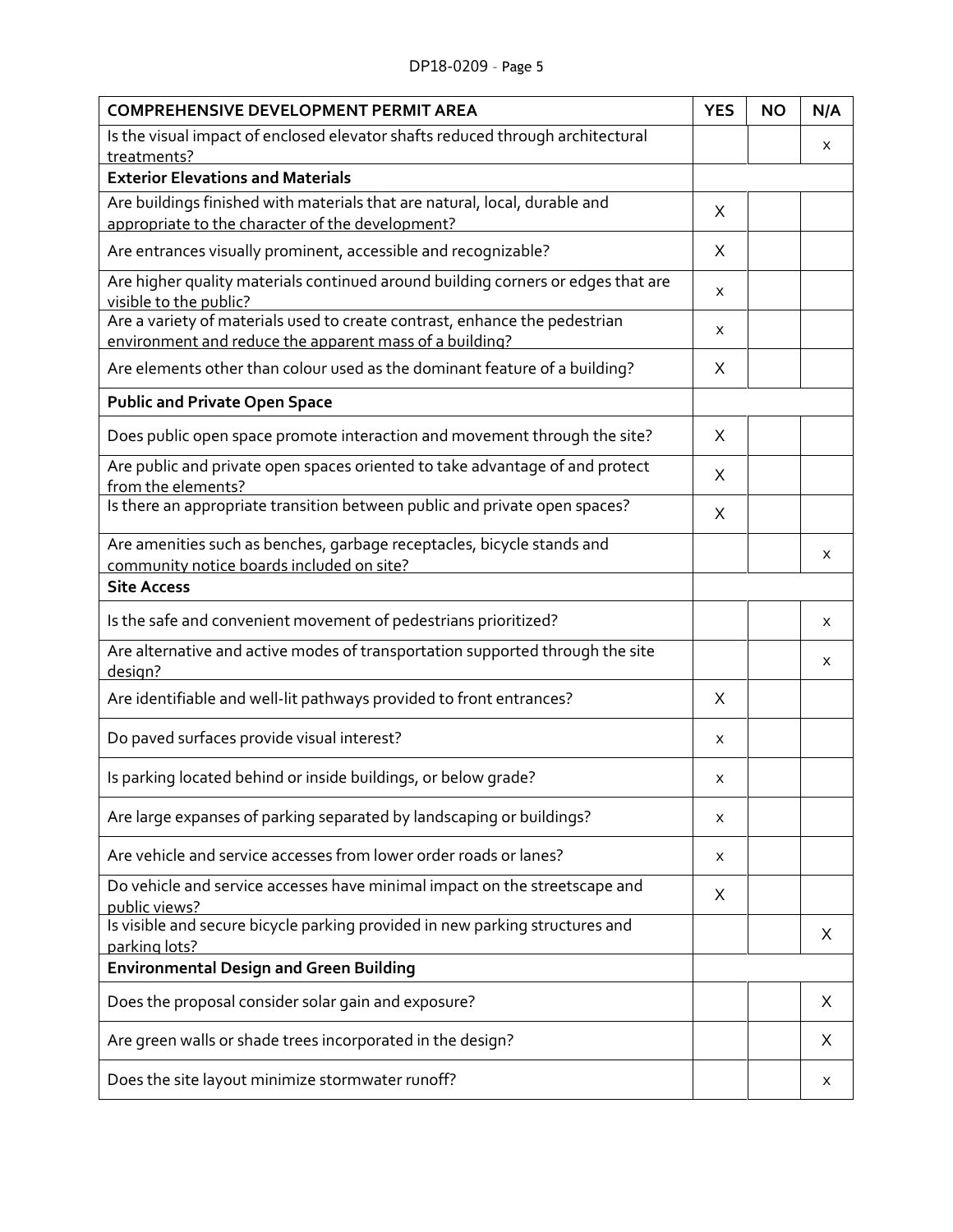| COMPREHENSIVE DEVELOPMENT PERMIT AREA | YES | NO | N/A |
|---|---|---|---|
| Is the visual impact of enclosed elevator shafts reduced through architectural treatments? | | | x |
| **Exterior Elevations and Materials** | | | |
| Are buildings finished with materials that are natural, local, durable and appropriate to the character of the development? | X | | |
| Are entrances visually prominent, accessible and recognizable? | X | | |
| Are higher quality materials continued around building corners or edges that are visible to the public? | x | | |
| Are a variety of materials used to create contrast, enhance the pedestrian environment and reduce the apparent mass of a building? | x | | |
| Are elements other than colour used as the dominant feature of a building? | X | | |
| **Public and Private Open Space** | | | |
| Does public open space promote interaction and movement through the site? | X | | |
| Are public and private open spaces oriented to take advantage of and protect from the elements? | X | | |
| Is there an appropriate transition between public and private open spaces? | X | | |
| Are amenities such as benches, garbage receptacles, bicycle stands and community notice boards included on site? | | | x |
| **Site Access** | | | |
| Is the safe and convenient movement of pedestrians prioritized? | | | x |
| Are alternative and active modes of transportation supported through the site design? | | | x |
| Are identifiable and well-lit pathways provided to front entrances? | X | | |
| Do paved surfaces provide visual interest? | x | | |
| Is parking located behind or inside buildings, or below grade? | x | | |
| Are large expanses of parking separated by landscaping or buildings? | x | | |
| Are vehicle and service accesses from lower order roads or lanes? | x | | |
| Do vehicle and service accesses have minimal impact on the streetscape and public views? | X | | |
| Is visible and secure bicycle parking provided in new parking structures and parking lots? | | | X |
| **Environmental Design and Green Building** | | | |
| Does the proposal consider solar gain and exposure? | | | X |
| Are green walls or shade trees incorporated in the design? | | | X |
| Does the site layout minimize stormwater runoff? | | | x |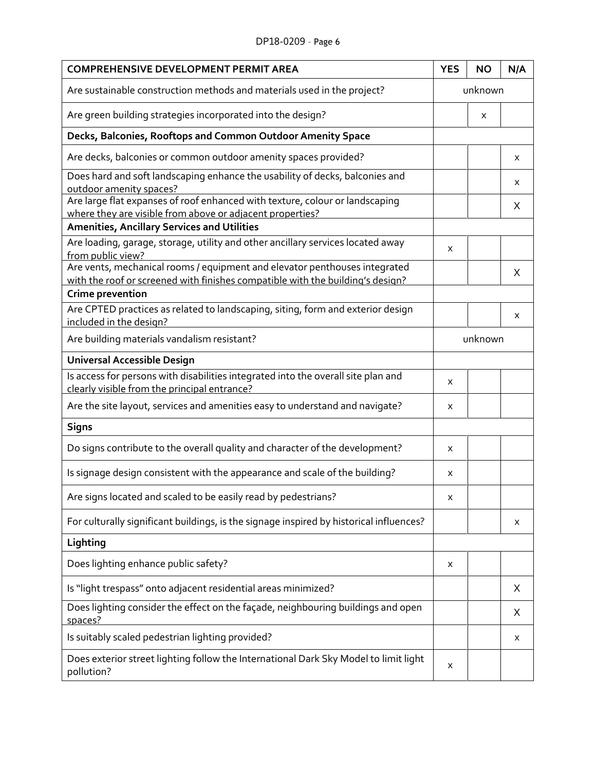| COMPREHENSIVE DEVELOPMENT PERMIT AREA | YES | NO | N/A |
|---|---|---|---|
| Are sustainable construction methods and materials used in the project? | unknown | | |
| Are green building strategies incorporated into the design? | | x | |
| **Decks, Balconies, Rooftops and Common Outdoor Amenity Space** | | | |
| Are decks, balconies or common outdoor amenity spaces provided? | | | x |
| Does hard and soft landscaping enhance the usability of decks, balconies and outdoor amenity spaces? | | | x |
| Are large flat expanses of roof enhanced with texture, colour or landscaping where they are visible from above or adjacent properties? | | | X |
| **Amenities, Ancillary Services and Utilities** | | | |
| Are loading, garage, storage, utility and other ancillary services located away from public view? | x | | |
| Are vents, mechanical rooms / equipment and elevator penthouses integrated with the roof or screened with finishes compatible with the building's design? | | | X |
| **Crime prevention** | | | |
| Are CPTED practices as related to landscaping, siting, form and exterior design included in the design? | | | x |
| Are building materials vandalism resistant? | unknown | | |
| **Universal Accessible Design** | | | |
| Is access for persons with disabilities integrated into the overall site plan and clearly visible from the principal entrance? | x | | |
| Are the site layout, services and amenities easy to understand and navigate? | x | | |
| **Signs** | | | |
| Do signs contribute to the overall quality and character of the development? | x | | |
| Is signage design consistent with the appearance and scale of the building? | x | | |
| Are signs located and scaled to be easily read by pedestrians? | x | | |
| For culturally significant buildings, is the signage inspired by historical influences? | | | x |
| **Lighting** | | | |
| Does lighting enhance public safety? | x | | |
| Is "light trespass" onto adjacent residential areas minimized? | | | X |
| Does lighting consider the effect on the façade, neighbouring buildings and open spaces? | | | X |
| Is suitably scaled pedestrian lighting provided? | | | x |
| Does exterior street lighting follow the International Dark Sky Model to limit light pollution? | x | | |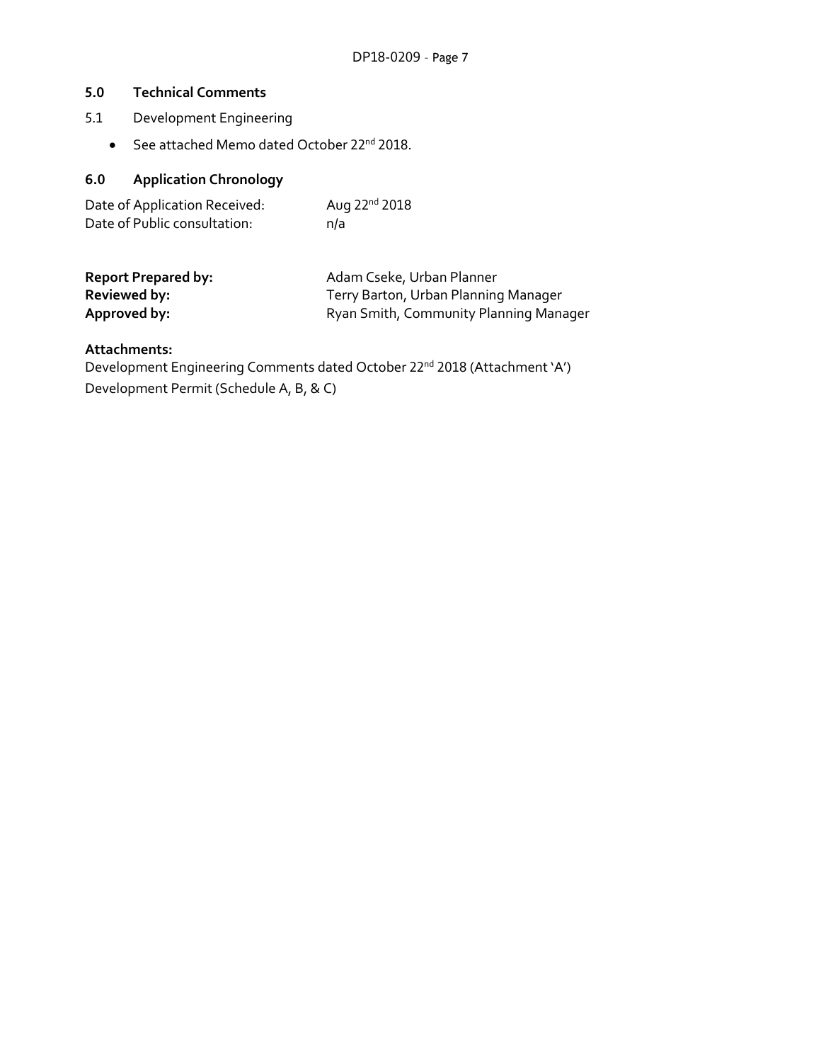## 5.0 Technical Comments

5.1 Development Engineering

- See attached Memo dated October 22nd 2018.

## 6.0 Application Chronology

| | |
|---|---|
| Date of Application Received: | Aug 22nd 2018 |
| Date of Public consultation: | n/a |

| | |
|---|---|
| **Report Prepared by:** | Adam Cseke, Urban Planner |
| **Reviewed by:** | Terry Barton, Urban Planning Manager |
| **Approved by:** | Ryan Smith, Community Planning Manager |

**Attachments:**

Development Engineering Comments dated October 22nd 2018 (Attachment 'A')

Development Permit (Schedule A, B, & C)